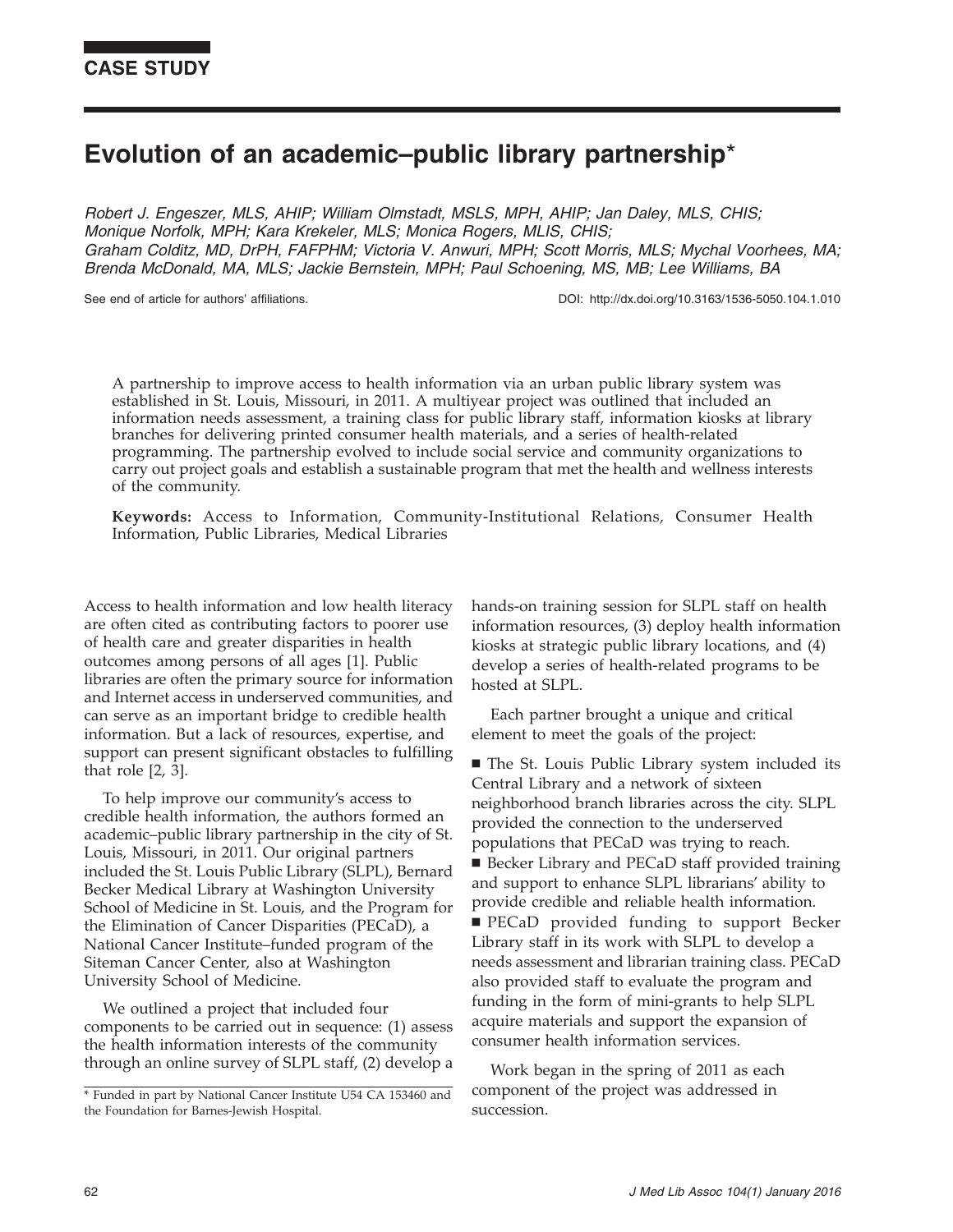**CASE STUDY**

# Evolution of an academic–public library partnership*

*Robert J. Engeszer, MLS, AHIP; William Olmstadt, MSLS, MPH, AHIP; Jan Daley, MLS, CHIS; Monique Norfolk, MPH; Kara Krekeler, MLS; Monica Rogers, MLIS, CHIS; Graham Colditz, MD, DrPH, FAFPHM; Victoria V. Anwuri, MPH; Scott Morris, MLS; Mychal Voorhees, MA; Brenda McDonald, MA, MLS; Jackie Bernstein, MPH; Paul Schoening, MS, MB; Lee Williams, BA*

See end of article for authors' affiliations.

DOI: http://dx.doi.org/10.3163/1536-5050.104.1.010

A partnership to improve access to health information via an urban public library system was established in St. Louis, Missouri, in 2011. A multiyear project was outlined that included an information needs assessment, a training class for public library staff, information kiosks at library branches for delivering printed consumer health materials, and a series of health-related programming. The partnership evolved to include social service and community organizations to carry out project goals and establish a sustainable program that met the health and wellness interests of the community.

**Keywords:** Access to Information, Community-Institutional Relations, Consumer Health Information, Public Libraries, Medical Libraries

Access to health information and low health literacy are often cited as contributing factors to poorer use of health care and greater disparities in health outcomes among persons of all ages [1]. Public libraries are often the primary source for information and Internet access in underserved communities, and can serve as an important bridge to credible health information. But a lack of resources, expertise, and support can present significant obstacles to fulfilling that role [2, 3].

To help improve our community's access to credible health information, the authors formed an academic–public library partnership in the city of St. Louis, Missouri, in 2011. Our original partners included the St. Louis Public Library (SLPL), Bernard Becker Medical Library at Washington University School of Medicine in St. Louis, and the Program for the Elimination of Cancer Disparities (PECaD), a National Cancer Institute–funded program of the Siteman Cancer Center, also at Washington University School of Medicine.

We outlined a project that included four components to be carried out in sequence: (1) assess the health information interests of the community through an online survey of SLPL staff, (2) develop a hands-on training session for SLPL staff on health information resources, (3) deploy health information kiosks at strategic public library locations, and (4) develop a series of health-related programs to be hosted at SLPL.

Each partner brought a unique and critical element to meet the goals of the project:

- The St. Louis Public Library system included its Central Library and a network of sixteen neighborhood branch libraries across the city. SLPL provided the connection to the underserved populations that PECaD was trying to reach.
- Becker Library and PECaD staff provided training and support to enhance SLPL librarians' ability to provide credible and reliable health information.
- PECaD provided funding to support Becker Library staff in its work with SLPL to develop a needs assessment and librarian training class. PECaD also provided staff to evaluate the program and funding in the form of mini-grants to help SLPL acquire materials and support the expansion of consumer health information services.

Work began in the spring of 2011 as each component of the project was addressed in succession.

\* Funded in part by National Cancer Institute U54 CA 153460 and the Foundation for Barnes-Jewish Hospital.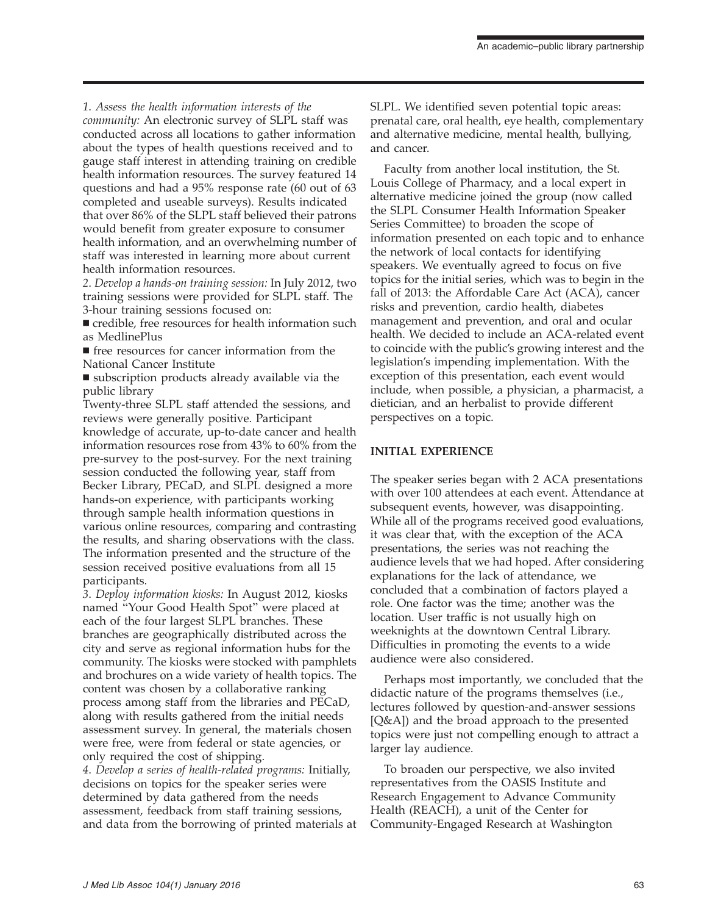*1. Assess the health information interests of the community:* An electronic survey of SLPL staff was conducted across all locations to gather information about the types of health questions received and to gauge staff interest in attending training on credible health information resources. The survey featured 14 questions and had a 95% response rate (60 out of 63 completed and useable surveys). Results indicated that over 86% of the SLPL staff believed their patrons would benefit from greater exposure to consumer health information, and an overwhelming number of staff was interested in learning more about current health information resources.

*2. Develop a hands-on training session:* In July 2012, two training sessions were provided for SLPL staff. The 3-hour training sessions focused on:

- credible, free resources for health information such as MedlinePlus
- free resources for cancer information from the National Cancer Institute
- subscription products already available via the public library

Twenty-three SLPL staff attended the sessions, and reviews were generally positive. Participant knowledge of accurate, up-to-date cancer and health information resources rose from 43% to 60% from the pre-survey to the post-survey. For the next training session conducted the following year, staff from Becker Library, PECaD, and SLPL designed a more hands-on experience, with participants working through sample health information questions in various online resources, comparing and contrasting the results, and sharing observations with the class. The information presented and the structure of the session received positive evaluations from all 15 participants.

*3. Deploy information kiosks:* In August 2012, kiosks named "Your Good Health Spot" were placed at each of the four largest SLPL branches. These branches are geographically distributed across the city and serve as regional information hubs for the community. The kiosks were stocked with pamphlets and brochures on a wide variety of health topics. The content was chosen by a collaborative ranking process among staff from the libraries and PECaD, along with results gathered from the initial needs assessment survey. In general, the materials chosen were free, were from federal or state agencies, or only required the cost of shipping.

*4. Develop a series of health-related programs:* Initially, decisions on topics for the speaker series were determined by data gathered from the needs assessment, feedback from staff training sessions, and data from the borrowing of printed materials at SLPL. We identified seven potential topic areas: prenatal care, oral health, eye health, complementary and alternative medicine, mental health, bullying, and cancer.

Faculty from another local institution, the St. Louis College of Pharmacy, and a local expert in alternative medicine joined the group (now called the SLPL Consumer Health Information Speaker Series Committee) to broaden the scope of information presented on each topic and to enhance the network of local contacts for identifying speakers. We eventually agreed to focus on five topics for the initial series, which was to begin in the fall of 2013: the Affordable Care Act (ACA), cancer risks and prevention, cardio health, diabetes management and prevention, and oral and ocular health. We decided to include an ACA-related event to coincide with the public's growing interest and the legislation's impending implementation. With the exception of this presentation, each event would include, when possible, a physician, a pharmacist, a dietician, and an herbalist to provide different perspectives on a topic.

## INITIAL EXPERIENCE

The speaker series began with 2 ACA presentations with over 100 attendees at each event. Attendance at subsequent events, however, was disappointing. While all of the programs received good evaluations, it was clear that, with the exception of the ACA presentations, the series was not reaching the audience levels that we had hoped. After considering explanations for the lack of attendance, we concluded that a combination of factors played a role. One factor was the time; another was the location. User traffic is not usually high on weeknights at the downtown Central Library. Difficulties in promoting the events to a wide audience were also considered.

Perhaps most importantly, we concluded that the didactic nature of the programs themselves (i.e., lectures followed by question-and-answer sessions [Q&A]) and the broad approach to the presented topics were just not compelling enough to attract a larger lay audience.

To broaden our perspective, we also invited representatives from the OASIS Institute and Research Engagement to Advance Community Health (REACH), a unit of the Center for Community-Engaged Research at Washington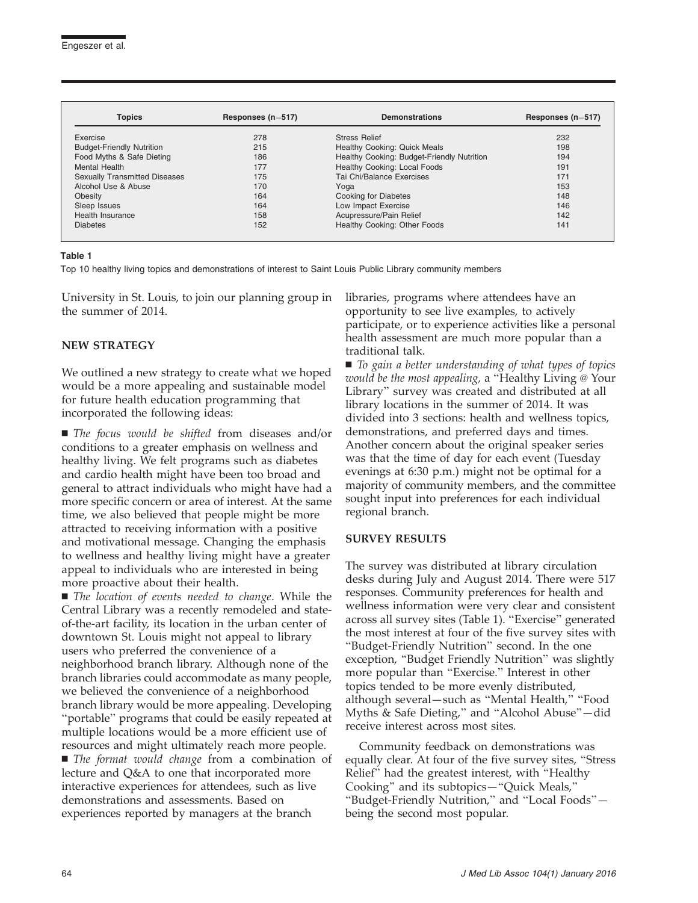| Topics | Responses (n=517) | Demonstrations | Responses (n=517) |
|---|---|---|---|
| Exercise | 278 | Stress Relief | 232 |
| Budget-Friendly Nutrition | 215 | Healthy Cooking: Quick Meals | 198 |
| Food Myths & Safe Dieting | 186 | Healthy Cooking: Budget-Friendly Nutrition | 194 |
| Mental Health | 177 | Healthy Cooking: Local Foods | 191 |
| Sexually Transmitted Diseases | 175 | Tai Chi/Balance Exercises | 171 |
| Alcohol Use & Abuse | 170 | Yoga | 153 |
| Obesity | 164 | Cooking for Diabetes | 148 |
| Sleep Issues | 164 | Low Impact Exercise | 146 |
| Health Insurance | 158 | Acupressure/Pain Relief | 142 |
| Diabetes | 152 | Healthy Cooking: Other Foods | 141 |

**Table 1**

Top 10 healthy living topics and demonstrations of interest to Saint Louis Public Library community members

University in St. Louis, to join our planning group in the summer of 2014.

## NEW STRATEGY

We outlined a new strategy to create what we hoped would be a more appealing and sustainable model for future health education programming that incorporated the following ideas:

- *The focus would be shifted* from diseases and/or conditions to a greater emphasis on wellness and healthy living. We felt programs such as diabetes and cardio health might have been too broad and general to attract individuals who might have had a more specific concern or area of interest. At the same time, we also believed that people might be more attracted to receiving information with a positive and motivational message. Changing the emphasis to wellness and healthy living might have a greater appeal to individuals who are interested in being more proactive about their health.
- *The location of events needed to change*. While the Central Library was a recently remodeled and state-of-the-art facility, its location in the urban center of downtown St. Louis might not appeal to library users who preferred the convenience of a neighborhood branch library. Although none of the branch libraries could accommodate as many people, we believed the convenience of a neighborhood branch library would be more appealing. Developing "portable" programs that could be easily repeated at multiple locations would be a more efficient use of resources and might ultimately reach more people.
- *The format would change* from a combination of lecture and Q&A to one that incorporated more interactive experiences for attendees, such as live demonstrations and assessments. Based on experiences reported by managers at the branch libraries, programs where attendees have an opportunity to see live examples, to actively participate, or to experience activities like a personal health assessment are much more popular than a traditional talk.
- *To gain a better understanding of what types of topics would be the most appealing,* a "Healthy Living @ Your Library" survey was created and distributed at all library locations in the summer of 2014. It was divided into 3 sections: health and wellness topics, demonstrations, and preferred days and times. Another concern about the original speaker series was that the time of day for each event (Tuesday evenings at 6:30 p.m.) might not be optimal for a majority of community members, and the committee sought input into preferences for each individual regional branch.

## SURVEY RESULTS

The survey was distributed at library circulation desks during July and August 2014. There were 517 responses. Community preferences for health and wellness information were very clear and consistent across all survey sites (Table 1). "Exercise" generated the most interest at four of the five survey sites with "Budget-Friendly Nutrition" second. In the one exception, "Budget Friendly Nutrition" was slightly more popular than "Exercise." Interest in other topics tended to be more evenly distributed, although several—such as "Mental Health," "Food Myths & Safe Dieting," and "Alcohol Abuse"—did receive interest across most sites.

Community feedback on demonstrations was equally clear. At four of the five survey sites, "Stress Relief" had the greatest interest, with "Healthy Cooking" and its subtopics—"Quick Meals," "Budget-Friendly Nutrition," and "Local Foods"—being the second most popular.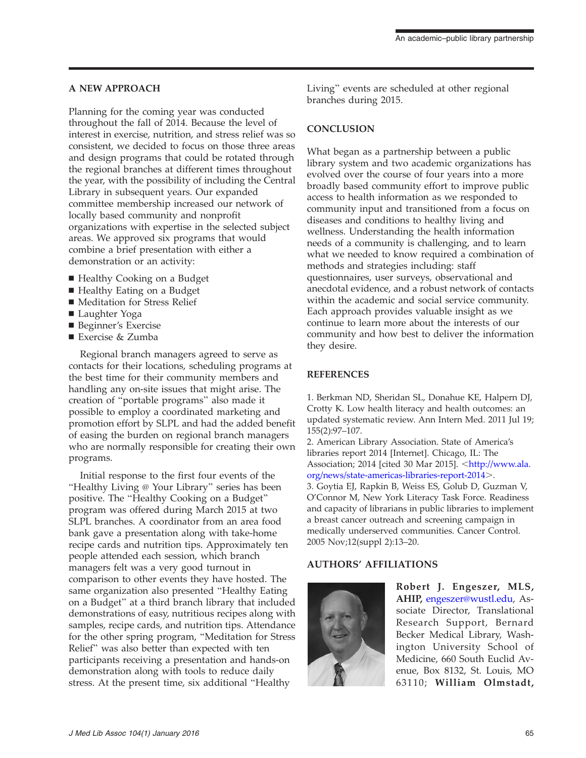## A NEW APPROACH

Planning for the coming year was conducted throughout the fall of 2014. Because the level of interest in exercise, nutrition, and stress relief was so consistent, we decided to focus on those three areas and design programs that could be rotated through the regional branches at different times throughout the year, with the possibility of including the Central Library in subsequent years. Our expanded committee membership increased our network of locally based community and nonprofit organizations with expertise in the selected subject areas. We approved six programs that would combine a brief presentation with either a demonstration or an activity:

- Healthy Cooking on a Budget
- Healthy Eating on a Budget
- Meditation for Stress Relief
- Laughter Yoga
- Beginner's Exercise
- Exercise & Zumba

Regional branch managers agreed to serve as contacts for their locations, scheduling programs at the best time for their community members and handling any on-site issues that might arise. The creation of "portable programs" also made it possible to employ a coordinated marketing and promotion effort by SLPL and had the added benefit of easing the burden on regional branch managers who are normally responsible for creating their own programs.

Initial response to the first four events of the "Healthy Living @ Your Library" series has been positive. The "Healthy Cooking on a Budget" program was offered during March 2015 at two SLPL branches. A coordinator from an area food bank gave a presentation along with take-home recipe cards and nutrition tips. Approximately ten people attended each session, which branch managers felt was a very good turnout in comparison to other events they have hosted. The same organization also presented "Healthy Eating on a Budget" at a third branch library that included demonstrations of easy, nutritious recipes along with samples, recipe cards, and nutrition tips. Attendance for the other spring program, "Meditation for Stress Relief" was also better than expected with ten participants receiving a presentation and hands-on demonstration along with tools to reduce daily stress. At the present time, six additional "Healthy Living" events are scheduled at other regional branches during 2015.

## CONCLUSION

What began as a partnership between a public library system and two academic organizations has evolved over the course of four years into a more broadly based community effort to improve public access to health information as we responded to community input and transitioned from a focus on diseases and conditions to healthy living and wellness. Understanding the health information needs of a community is challenging, and to learn what we needed to know required a combination of methods and strategies including: staff questionnaires, user surveys, observational and anecdotal evidence, and a robust network of contacts within the academic and social service community. Each approach provides valuable insight as we continue to learn more about the interests of our community and how best to deliver the information they desire.

## REFERENCES

1. Berkman ND, Sheridan SL, Donahue KE, Halpern DJ, Crotty K. Low health literacy and health outcomes: an updated systematic review. Ann Intern Med. 2011 Jul 19; 155(2):97–107.
2. American Library Association. State of America's libraries report 2014 [Internet]. Chicago, IL: The Association; 2014 [cited 30 Mar 2015]. <http://www.ala.org/news/state-americas-libraries-report-2014>.
3. Goytia EJ, Rapkin B, Weiss ES, Golub D, Guzman V, O'Connor M, New York Literacy Task Force. Readiness and capacity of librarians in public libraries to implement a breast cancer outreach and screening campaign in medically underserved communities. Cancer Control. 2005 Nov;12(suppl 2):13–20.

## AUTHORS' AFFILIATIONS

**Robert J. Engeszer, MLS, AHIP,** engeszer@wustl.edu, Associate Director, Translational Research Support, Bernard Becker Medical Library, Washington University School of Medicine, 660 South Euclid Avenue, Box 8132, St. Louis, MO 63110; **William Olmstadt,**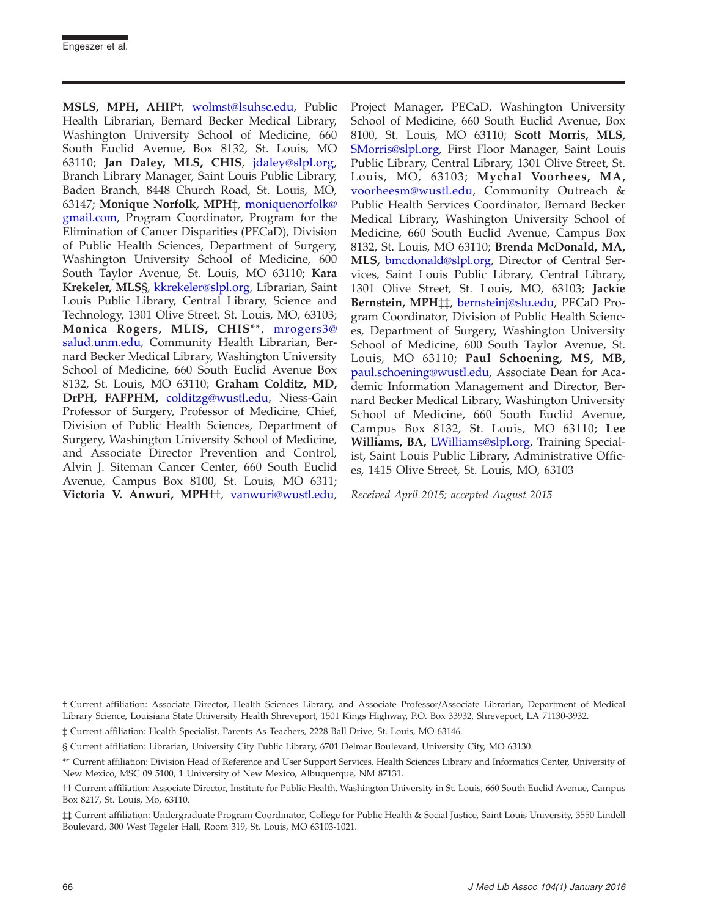**MSLS, MPH, AHIP**†, wolmst@lsuhsc.edu, Public Health Librarian, Bernard Becker Medical Library, Washington University School of Medicine, 660 South Euclid Avenue, Box 8132, St. Louis, MO 63110; **Jan Daley, MLS, CHIS**, jdaley@slpl.org, Branch Library Manager, Saint Louis Public Library, Baden Branch, 8448 Church Road, St. Louis, MO, 63147; **Monique Norfolk, MPH**‡, moniquenorfolk@gmail.com, Program Coordinator, Program for the Elimination of Cancer Disparities (PECaD), Division of Public Health Sciences, Department of Surgery, Washington University School of Medicine, 600 South Taylor Avenue, St. Louis, MO 63110; **Kara Krekeler, MLS**§, kkrekeler@slpl.org, Librarian, Saint Louis Public Library, Central Library, Science and Technology, 1301 Olive Street, St. Louis, MO, 63103; **Monica Rogers, MLIS, CHIS**\*\*, mrogers3@salud.unm.edu, Community Health Librarian, Bernard Becker Medical Library, Washington University School of Medicine, 660 South Euclid Avenue Box 8132, St. Louis, MO 63110; **Graham Colditz, MD, DrPH, FAFPHM**, colditzg@wustl.edu, Niess-Gain Professor of Surgery, Professor of Medicine, Chief, Division of Public Health Sciences, Department of Surgery, Washington University School of Medicine, and Associate Director Prevention and Control, Alvin J. Siteman Cancer Center, 660 South Euclid Avenue, Campus Box 8100, St. Louis, MO 6311; **Victoria V. Anwuri, MPH**††, vanwuri@wustl.edu, Project Manager, PECaD, Washington University School of Medicine, 660 South Euclid Avenue, Box 8100, St. Louis, MO 63110; **Scott Morris, MLS**, SMorris@slpl.org, First Floor Manager, Saint Louis Public Library, Central Library, 1301 Olive Street, St. Louis, MO, 63103; **Mychal Voorhees, MA**, voorheesm@wustl.edu, Community Outreach & Public Health Services Coordinator, Bernard Becker Medical Library, Washington University School of Medicine, 660 South Euclid Avenue, Campus Box 8132, St. Louis, MO 63110; **Brenda McDonald, MA, MLS**, bmcdonald@slpl.org, Director of Central Services, Saint Louis Public Library, Central Library, 1301 Olive Street, St. Louis, MO, 63103; **Jackie Bernstein, MPH**‡‡, bernsteinj@slu.edu, PECaD Program Coordinator, Division of Public Health Sciences, Department of Surgery, Washington University School of Medicine, 600 South Taylor Avenue, St. Louis, MO 63110; **Paul Schoening, MS, MB**, paul.schoening@wustl.edu, Associate Dean for Academic Information Management and Director, Bernard Becker Medical Library, Washington University School of Medicine, 660 South Euclid Avenue, Campus Box 8132, St. Louis, MO 63110; **Lee Williams, BA**, LWilliams@slpl.org, Training Specialist, Saint Louis Public Library, Administrative Offices, 1415 Olive Street, St. Louis, MO, 63103

*Received April 2015; accepted August 2015*

---

† Current affiliation: Associate Director, Health Sciences Library, and Associate Professor/Associate Librarian, Department of Medical Library Science, Louisiana State University Health Shreveport, 1501 Kings Highway, P.O. Box 33932, Shreveport, LA 71130-3932.

‡ Current affiliation: Health Specialist, Parents As Teachers, 2228 Ball Drive, St. Louis, MO 63146.

§ Current affiliation: Librarian, University City Public Library, 6701 Delmar Boulevard, University City, MO 63130.

\*\* Current affiliation: Division Head of Reference and User Support Services, Health Sciences Library and Informatics Center, University of New Mexico, MSC 09 5100, 1 University of New Mexico, Albuquerque, NM 87131.

†† Current affiliation: Associate Director, Institute for Public Health, Washington University in St. Louis, 660 South Euclid Avenue, Campus Box 8217, St. Louis, Mo, 63110.

‡‡ Current affiliation: Undergraduate Program Coordinator, College for Public Health & Social Justice, Saint Louis University, 3550 Lindell Boulevard, 300 West Tegeler Hall, Room 319, St. Louis, MO 63103-1021.